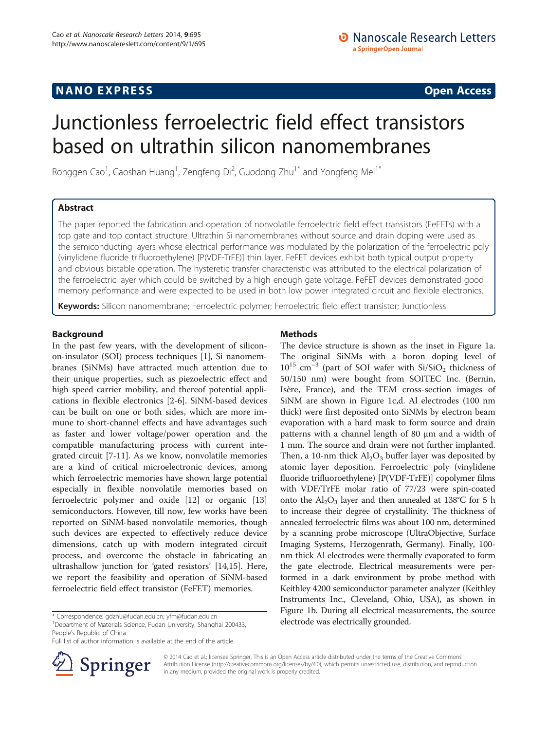NANO EXPRESS **Open Access**

# Junctionless ferroelectric field effect transistors based on ultrathin silicon nanomembranes

Ronggen Cao[1], Gaoshan Huang[1], Zengfeng Di[2], Guodong Zhu[1*] and Yongfeng Mei[1*]

## Abstract

The paper reported the fabrication and operation of nonvolatile ferroelectric field effect transistors (FeFETs) with a top gate and top contact structure. Ultrathin Si nanomembranes without source and drain doping were used as the semiconducting layers whose electrical performance was modulated by the polarization of the ferroelectric poly (vinylidene fluoride trifluoroethylene) [P(VDF-TrFE)] thin layer. FeFET devices exhibit both typical output property and obvious bistable operation. The hysteretic transfer characteristic was attributed to the electrical polarization of the ferroelectric layer which could be switched by a high enough gate voltage. FeFET devices demonstrated good memory performance and were expected to be used in both low power integrated circuit and flexible electronics.

**Keywords:** Silicon nanomembrane; Ferroelectric polymer; Ferroelectric field effect transistor; Junctionless

## Background

In the past few years, with the development of silicon-on-insulator (SOI) process techniques [1], Si nanomembranes (SiNMs) have attracted much attention due to their unique properties, such as piezoelectric effect and high speed carrier mobility, and thereof potential applications in flexible electronics [2-6]. SiNM-based devices can be built on one or both sides, which are more immune to short-channel effects and have advantages such as faster and lower voltage/power operation and the compatible manufacturing process with current integrated circuit [7-11]. As we know, nonvolatile memories are a kind of critical microelectronic devices, among which ferroelectric memories have shown large potential especially in flexible nonvolatile memories based on ferroelectric polymer and oxide [12] or organic [13] semiconductors. However, till now, few works have been reported on SiNM-based nonvolatile memories, though such devices are expected to effectively reduce device dimensions, catch up with modern integrated circuit process, and overcome the obstacle in fabricating an ultrashallow junction for 'gated resistors' [14,15]. Here, we report the feasibility and operation of SiNM-based ferroelectric field effect transistor (FeFET) memories.

\* Correspondence: gdzhu@fudan.edu.cn; yfm@fudan.edu.cn
[1]Department of Materials Science, Fudan University, Shanghai 200433, People's Republic of China
Full list of author information is available at the end of the article

## Methods

The device structure is shown as the inset in Figure 1a. The original SiNMs with a boron doping level of $10^{15}$ cm$^{-3}$ (part of SOI wafer with Si/$SiO_2$ thickness of 50/150 nm) were bought from SOITEC Inc. (Bernin, Isère, France), and the TEM cross-section images of SiNM are shown in Figure 1c,d. Al electrodes (100 nm thick) were first deposited onto SiNMs by electron beam evaporation with a hard mask to form source and drain patterns with a channel length of 80 μm and a width of 1 mm. The source and drain were not further implanted. Then, a 10-nm thick $Al_2O_3$ buffer layer was deposited by atomic layer deposition. Ferroelectric poly (vinylidene fluoride trifluoroethylene) [P(VDF-TrFE)] copolymer films with VDF/TrFE molar ratio of 77/23 were spin-coated onto the $Al_2O_3$ layer and then annealed at 138°C for 5 h to increase their degree of crystallinity. The thickness of annealed ferroelectric films was about 100 nm, determined by a scanning probe microscope (UltraObjective, Surface Imaging Systems, Herzogenrath, Germany). Finally, 100-nm thick Al electrodes were thermally evaporated to form the gate electrode. Electrical measurements were performed in a dark environment by probe method with Keithley 4200 semiconductor parameter analyzer (Keithley Instruments Inc., Cleveland, Ohio, USA), as shown in Figure 1b. During all electrical measurements, the source electrode was electrically grounded.

© 2014 Cao et al.; licensee Springer. This is an Open Access article distributed under the terms of the Creative Commons Attribution License (http://creativecommons.org/licenses/by/4.0), which permits unrestricted use, distribution, and reproduction in any medium, provided the original work is properly credited.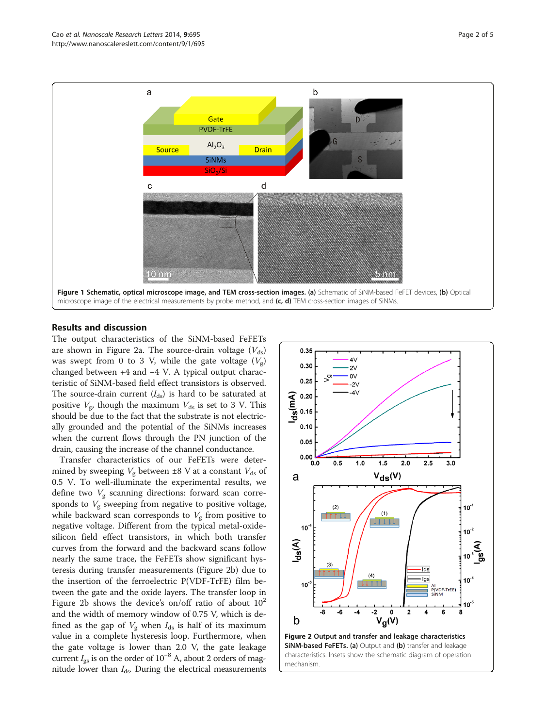**Figure 1 Schematic, optical microscope image, and TEM cross-section images.** **(a)** Schematic of SiNM-based FeFET devices, **(b)** Optical microscope image of the electrical measurements by probe method, and **(c, d)** TEM cross-section images of SiNMs.

## Results and discussion

The output characteristics of the SiNM-based FeFETs are shown in Figure 2a. The source-drain voltage ($V_{ds}$) was swept from 0 to 3 V, while the gate voltage ($V_g$) changed between +4 and −4 V. A typical output characteristic of SiNM-based field effect transistors is observed. The source-drain current ($I_{ds}$) is hard to be saturated at positive $V_g$, though the maximum $V_{ds}$ is set to 3 V. This should be due to the fact that the substrate is not electrically grounded and the potential of the SiNMs increases when the current flows through the PN junction of the drain, causing the increase of the channel conductance.

Transfer characteristics of our FeFETs were determined by sweeping $V_g$ between ±8 V at a constant $V_{ds}$ of 0.5 V. To well-illuminate the experimental results, we define two $V_g$ scanning directions: forward scan corresponds to $V_g$ sweeping from negative to positive voltage, while backward scan corresponds to $V_g$ from positive to negative voltage. Different from the typical metal-oxide-silicon field effect transistors, in which both transfer curves from the forward and the backward scans follow nearly the same trace, the FeFETs show significant hysteresis during transfer measurements (Figure 2b) due to the insertion of the ferroelectric P(VDF-TrFE) film between the gate and the oxide layers. The transfer loop in Figure 2b shows the device's on/off ratio of about $10^2$ and the width of memory window of 0.75 V, which is defined as the gap of $V_g$ when $I_{ds}$ is half of its maximum value in a complete hysteresis loop. Furthermore, when the gate voltage is lower than 2.0 V, the gate leakage current $I_{gs}$ is on the order of $10^{-8}$ A, about 2 orders of magnitude lower than $I_{ds}$. During the electrical measurements

**Figure 2 Output and transfer and leakage characteristics SiNM-based FeFETs.** **(a)** Output and **(b)** transfer and leakage characteristics. Insets show the schematic diagram of operation mechanism.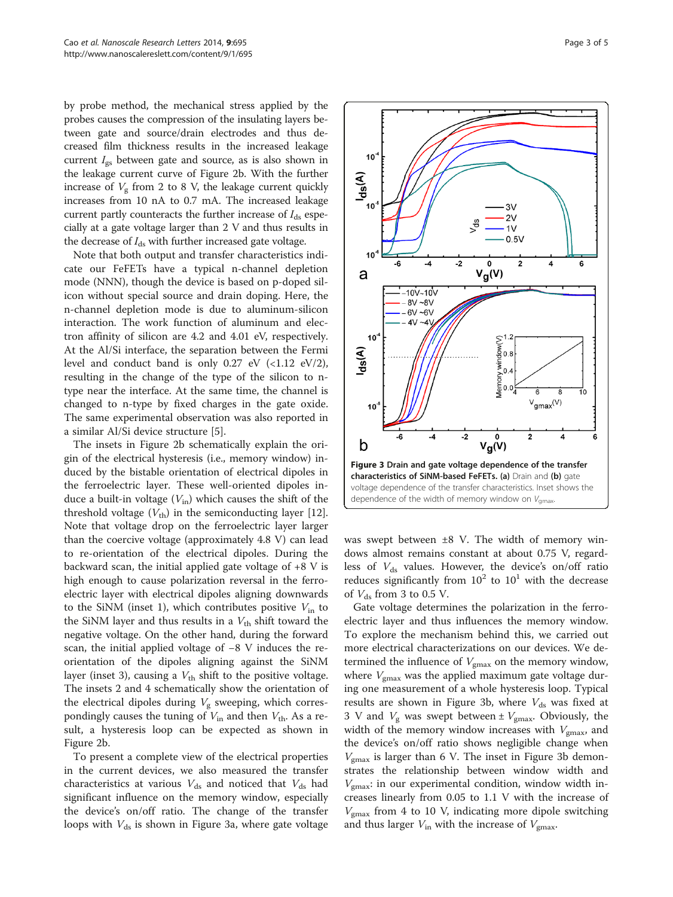by probe method, the mechanical stress applied by the probes causes the compression of the insulating layers between gate and source/drain electrodes and thus decreased film thickness results in the increased leakage current $I_{gs}$ between gate and source, as is also shown in the leakage current curve of Figure 2b. With the further increase of $V_g$ from 2 to 8 V, the leakage current quickly increases from 10 nA to 0.7 mA. The increased leakage current partly counteracts the further increase of $I_{ds}$ especially at a gate voltage larger than 2 V and thus results in the decrease of $I_{ds}$ with further increased gate voltage.

Note that both output and transfer characteristics indicate our FeFETs have a typical n-channel depletion mode (NNM), though the device is based on p-doped silicon without special source and drain doping. Here, the n-channel depletion mode is due to aluminum-silicon interaction. The work function of aluminum and electron affinity of silicon are 4.2 and 4.01 eV, respectively. At the Al/Si interface, the separation between the Fermi level and conduct band is only 0.27 eV (<1.12 eV/2), resulting in the change of the type of the silicon to n-type near the interface. At the same time, the channel is changed to n-type by fixed charges in the gate oxide. The same experimental observation was also reported in a similar Al/Si device structure [5].

The insets in Figure 2b schematically explain the origin of the electrical hysteresis (i.e., memory window) induced by the bistable orientation of electrical dipoles in the ferroelectric layer. These well-oriented dipoles induce a built-in voltage ($V_{in}$) which causes the shift of the threshold voltage ($V_{th}$) in the semiconducting layer [12]. Note that voltage drop on the ferroelectric layer larger than the coercive voltage (approximately 4.8 V) can lead to re-orientation of the electrical dipoles. During the backward scan, the initial applied gate voltage of +8 V is high enough to cause polarization reversal in the ferroelectric layer with electrical dipoles aligning downwards to the SiNM (inset 1), which contributes positive $V_{in}$ to the SiNM layer and thus results in a $V_{th}$ shift toward the negative voltage. On the other hand, during the forward scan, the initial applied voltage of −8 V induces the re-orientation of the dipoles aligning against the SiNM layer (inset 3), causing a $V_{th}$ shift to the positive voltage. The insets 2 and 4 schematically show the orientation of the electrical dipoles during $V_g$ sweeping, which correspondingly causes the tuning of $V_{in}$ and then $V_{th}$. As a result, a hysteresis loop can be expected as shown in Figure 2b.

To present a complete view of the electrical properties in the current devices, we also measured the transfer characteristics at various $V_{ds}$ and noticed that $V_{ds}$ had significant influence on the memory window, especially the device's on/off ratio. The change of the transfer loops with $V_{ds}$ is shown in Figure 3a, where gate voltage was swept between ±8 V. The width of memory windows almost remains constant at about 0.75 V, regardless of $V_{ds}$ values. However, the device's on/off ratio reduces significantly from $10^2$ to $10^1$ with the decrease of $V_{ds}$ from 3 to 0.5 V.

**Figure 3 Drain and gate voltage dependence of the transfer characteristics of SiNM-based FeFETs. (a)** Drain and **(b)** gate voltage dependence of the transfer characteristics. Inset shows the dependence of the width of memory window on $V_{gmax}$.

Gate voltage determines the polarization in the ferroelectric layer and thus influences the memory window. To explore the mechanism behind this, we carried out more electrical characterizations on our devices. We determined the influence of $V_{gmax}$ on the memory window, where $V_{gmax}$ was the applied maximum gate voltage during one measurement of a whole hysteresis loop. Typical results are shown in Figure 3b, where $V_{ds}$ was fixed at 3 V and $V_g$ was swept between ± $V_{gmax}$. Obviously, the width of the memory window increases with $V_{gmax}$, and the device's on/off ratio shows negligible change when $V_{gmax}$ is larger than 6 V. The inset in Figure 3b demonstrates the relationship between window width and $V_{gmax}$: in our experimental condition, window width increases linearly from 0.05 to 1.1 V with the increase of $V_{gmax}$ from 4 to 10 V, indicating more dipole switching and thus larger $V_{in}$ with the increase of $V_{gmax}$.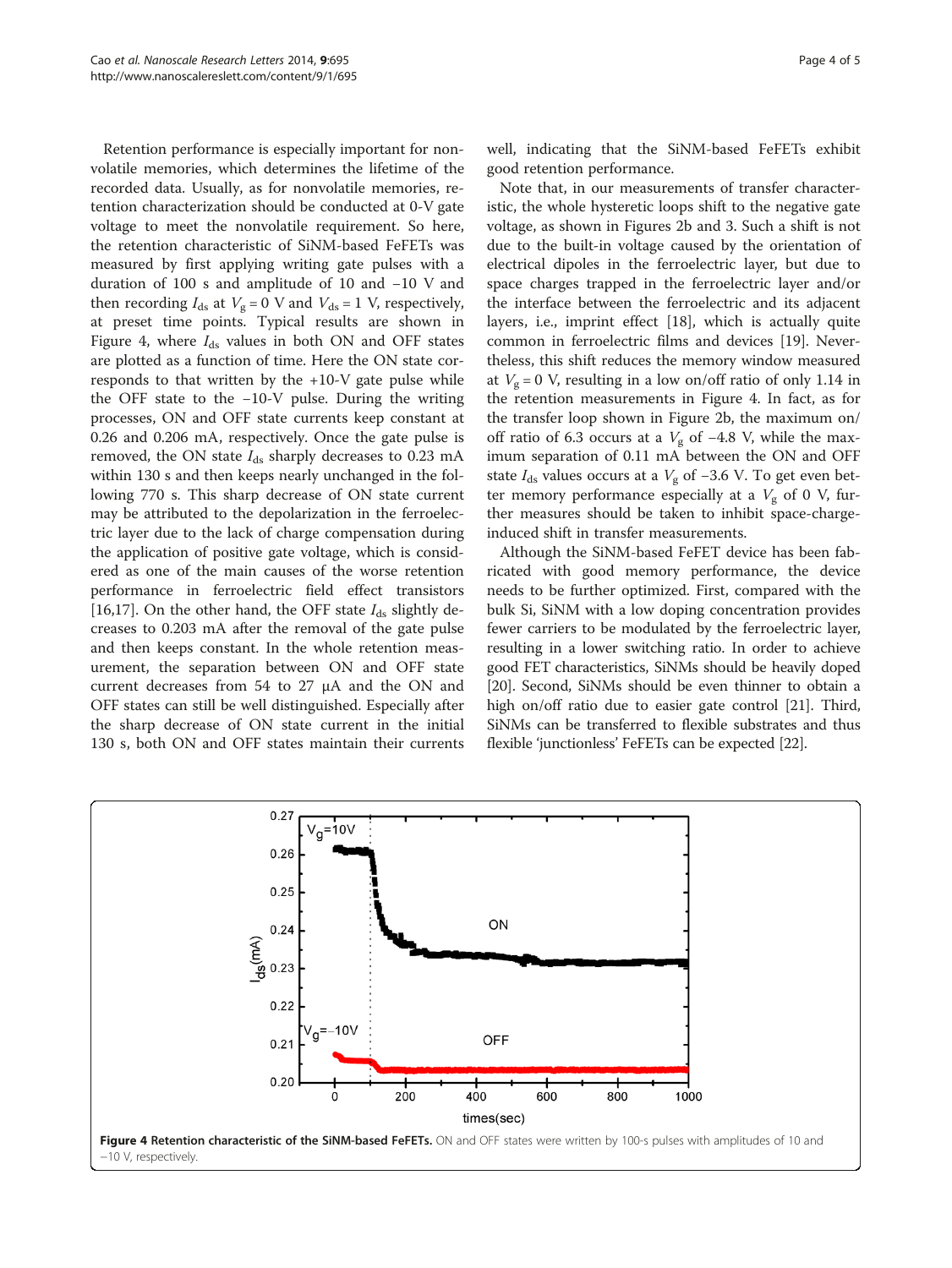Retention performance is especially important for nonvolatile memories, which determines the lifetime of the recorded data. Usually, as for nonvolatile memories, retention characterization should be conducted at 0-V gate voltage to meet the nonvolatile requirement. So here, the retention characteristic of SiNM-based FeFETs was measured by first applying writing gate pulses with a duration of 100 s and amplitude of 10 and −10 V and then recording $I_{ds}$ at $V_g = 0$ V and $V_{ds} = 1$ V, respectively, at preset time points. Typical results are shown in Figure 4, where $I_{ds}$ values in both ON and OFF states are plotted as a function of time. Here the ON state corresponds to that written by the +10-V gate pulse while the OFF state to the −10-V pulse. During the writing processes, ON and OFF state currents keep constant at 0.26 and 0.206 mA, respectively. Once the gate pulse is removed, the ON state $I_{ds}$ sharply decreases to 0.23 mA within 130 s and then keeps nearly unchanged in the following 770 s. This sharp decrease of ON state current may be attributed to the depolarization in the ferroelectric layer due to the lack of charge compensation during the application of positive gate voltage, which is considered as one of the main causes of the worse retention performance in ferroelectric field effect transistors [16,17]. On the other hand, the OFF state $I_{ds}$ slightly decreases to 0.203 mA after the removal of the gate pulse and then keeps constant. In the whole retention measurement, the separation between ON and OFF state current decreases from 54 to 27 μA and the ON and OFF states can still be well distinguished. Especially after the sharp decrease of ON state current in the initial 130 s, both ON and OFF states maintain their currents well, indicating that the SiNM-based FeFETs exhibit good retention performance.

Note that, in our measurements of transfer characteristic, the whole hysteretic loops shift to the negative gate voltage, as shown in Figures 2b and 3. Such a shift is not due to the built-in voltage caused by the orientation of electrical dipoles in the ferroelectric layer, but due to space charges trapped in the ferroelectric layer and/or the interface between the ferroelectric and its adjacent layers, i.e., imprint effect [18], which is actually quite common in ferroelectric films and devices [19]. Nevertheless, this shift reduces the memory window measured at $V_g = 0$ V, resulting in a low on/off ratio of only 1.14 in the retention measurements in Figure 4. In fact, as for the transfer loop shown in Figure 2b, the maximum on/off ratio of 6.3 occurs at a $V_g$ of −4.8 V, while the maximum separation of 0.11 mA between the ON and OFF state $I_{ds}$ values occurs at a $V_g$ of −3.6 V. To get even better memory performance especially at a $V_g$ of 0 V, further measures should be taken to inhibit space-charge-induced shift in transfer measurements.

Although the SiNM-based FeFET device has been fabricated with good memory performance, the device needs to be further optimized. First, compared with the bulk Si, SiNM with a low doping concentration provides fewer carriers to be modulated by the ferroelectric layer, resulting in a lower switching ratio. In order to achieve good FET characteristics, SiNMs should be heavily doped [20]. Second, SiNMs should be even thinner to obtain a high on/off ratio due to easier gate control [21]. Third, SiNMs can be transferred to flexible substrates and thus flexible 'junctionless' FeFETs can be expected [22].

**Figure 4 Retention characteristic of the SiNM-based FeFETs.** ON and OFF states were written by 100-s pulses with amplitudes of 10 and −10 V, respectively.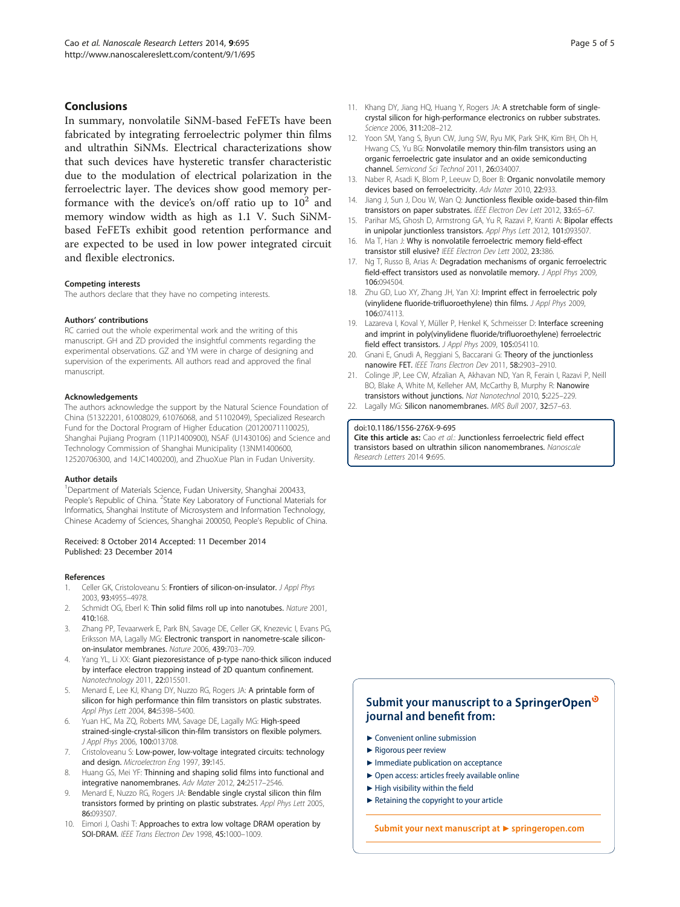## Conclusions

In summary, nonvolatile SiNM-based FeFETs have been fabricated by integrating ferroelectric polymer thin films and ultrathin SiNMs. Electrical characterizations show that such devices have hysteretic transfer characteristic due to the modulation of electrical polarization in the ferroelectric layer. The devices show good memory performance with the device's on/off ratio up to $10^2$ and memory window width as high as 1.1 V. Such SiNM-based FeFETs exhibit good retention performance and are expected to be used in low power integrated circuit and flexible electronics.

#### Competing interests

The authors declare that they have no competing interests.

#### Authors' contributions

RC carried out the whole experimental work and the writing of this manuscript. GH and ZD provided the insightful comments regarding the experimental observations. GZ and YM were in charge of designing and supervision of the experiments. All authors read and approved the final manuscript.

#### Acknowledgements

The authors acknowledge the support by the Natural Science Foundation of China (51322201, 61008029, 61076068, and 51102049), Specialized Research Fund for the Doctoral Program of Higher Education (20120071110025), Shanghai Pujiang Program (11PJ1400900), NSAF (U1430106) and Science and Technology Commission of Shanghai Municipality (13NM1400600, 12520706300, and 14JC1400200), and ZhuoXue Plan in Fudan University.

#### Author details

[1]Department of Materials Science, Fudan University, Shanghai 200433, People's Republic of China. [2]State Key Laboratory of Functional Materials for Informatics, Shanghai Institute of Microsystem and Information Technology, Chinese Academy of Sciences, Shanghai 200050, People's Republic of China.

Received: 8 October 2014 Accepted: 11 December 2014
Published: 23 December 2014

#### References

1. Celler GK, Cristoloveanu S: **Frontiers of silicon-on-insulator.** *J Appl Phys* 2003, **93:**4955–4978.
2. Schmidt OG, Eberl K: **Thin solid films roll up into nanotubes.** *Nature* 2001, **410:**168.
3. Zhang PP, Tevaarwerk E, Park BN, Savage DE, Celler GK, Knezevic I, Evans PG, Eriksson MA, Lagally MG: **Electronic transport in nanometre-scale silicon-on-insulator membranes.** *Nature* 2006, **439:**703–709.
4. Yang YL, Li XX: **Giant piezoresistance of p-type nano-thick silicon induced by interface electron trapping instead of 2D quantum confinement.** *Nanotechnology* 2011, **22:**015501.
5. Menard E, Lee KJ, Khang DY, Nuzzo RG, Rogers JA: **A printable form of silicon for high performance thin film transistors on plastic substrates.** *Appl Phys Lett* 2004, **84:**5398–5400.
6. Yuan HC, Ma ZQ, Roberts MM, Savage DE, Lagally MG: **High-speed strained-single-crystal-silicon thin-film transistors on flexible polymers.** *J Appl Phys* 2006, **100:**013708.
7. Cristoloveanu S: **Low-power, low-voltage integrated circuits: technology and design.** *Microelectron Eng* 1997, **39:**145.
8. Huang GS, Mei YF: **Thinning and shaping solid films into functional and integrative nanomembranes.** *Adv Mater* 2012, **24:**2517–2546.
9. Menard E, Nuzzo RG, Rogers JA: **Bendable single crystal silicon thin film transistors formed by printing on plastic substrates.** *Appl Phys Lett* 2005, **86:**093507.
10. Eimori J, Oashi T: **Approaches to extra low voltage DRAM operation by SOI-DRAM.** *IEEE Trans Electron Dev* 1998, **45:**1000–1009.
11. Khang DY, Jiang HQ, Huang Y, Rogers JA: **A stretchable form of single-crystal silicon for high-performance electronics on rubber substrates.** *Science* 2006, **311:**208–212.
12. Yoon SM, Yang S, Byun CW, Jung SW, Ryu MK, Park SHK, Kim BH, Oh H, Hwang CS, Yu BG: **Nonvolatile memory thin-film transistors using an organic ferroelectric gate insulator and an oxide semiconducting channel.** *Semicond Sci Technol* 2011, **26:**034007.
13. Naber R, Asadi K, Blom P, Leeuw D, Boer B: **Organic nonvolatile memory devices based on ferroelectricity.** *Adv Mater* 2010, **22:**933.
14. Jiang J, Sun J, Dou W, Wan Q: **Junctionless flexible oxide-based thin-film transistors on paper substrates.** *IEEE Electron Dev Lett* 2012, **33:**65–67.
15. Parihar MS, Ghosh D, Armstrong GA, Yu R, Razavi P, Kranti A: **Bipolar effects in unipolar junctionless transistors.** *Appl Phys Lett* 2012, **101:**093507.
16. Ma T, Han J: **Why is nonvolatile ferroelectric memory field-effect transistor still elusive?** *IEEE Electron Dev Lett* 2002, **23:**386.
17. Ng T, Russo B, Arias A: **Degradation mechanisms of organic ferroelectric field-effect transistors used as nonvolatile memory.** *J Appl Phys* 2009, **106:**094504.
18. Zhu GD, Luo XY, Zhang JH, Yan XJ: **Imprint effect in ferroelectric poly (vinylidene fluoride-trifluoroethylene) thin films.** *J Appl Phys* 2009, **106:**074113.
19. Lazareva I, Koval Y, Müller P, Henkel K, Schmeisser D: **Interface screening and imprint in poly(vinylidene fluoride/trifluoroethylene) ferroelectric field effect transistors.** *J Appl Phys* 2009, **105:**054110.
20. Gnani E, Gnudi A, Reggiani S, Baccarani G: **Theory of the junctionless nanowire FET.** *IEEE Trans Electron Dev* 2011, **58:**2903–2910.
21. Colinge JP, Lee CW, Afzalian A, Akhavan ND, Yan R, Ferain I, Razavi P, Neill BO, Blake A, White M, Kelleher AM, McCarthy B, Murphy R: **Nanowire transistors without junctions.** *Nat Nanotechnol* 2010, **5:**225–229.
22. Lagally MG: **Silicon nanomembranes.** *MRS Bull* 2007, **32:**57–63.

doi:10.1186/1556-276X-9-695
**Cite this article as:** Cao et al.: Junctionless ferroelectric field effect transistors based on ultrathin silicon nanomembranes. *Nanoscale Research Letters* 2014 9:695.

**Submit your manuscript to a SpringerOpen journal and benefit from:**

- ► Convenient online submission
- ► Rigorous peer review
- ► Immediate publication on acceptance
- ► Open access: articles freely available online
- ► High visibility within the field
- ► Retaining the copyright to your article

**Submit your next manuscript at ► springeropen.com**